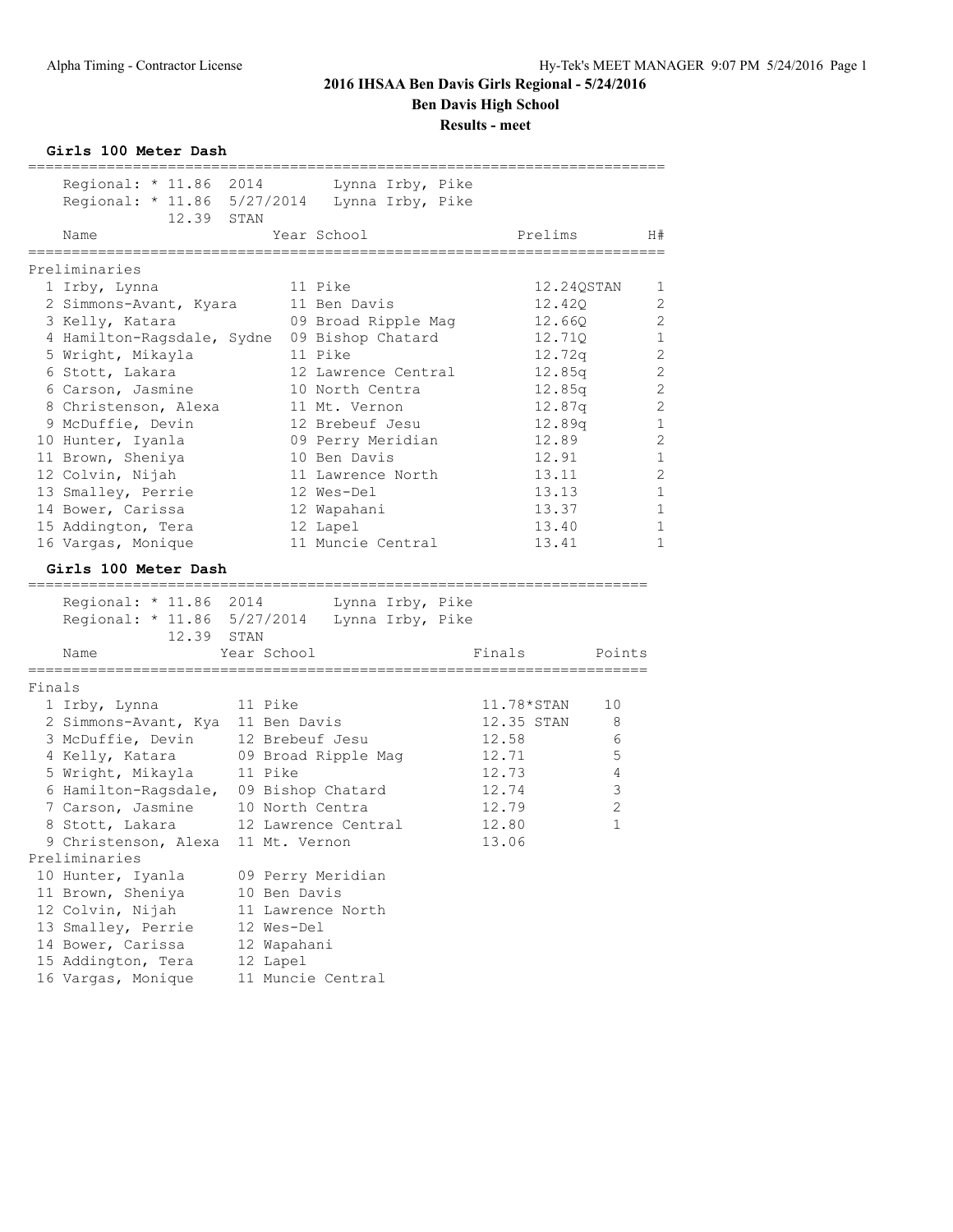# 2016 IHSAA Ben Davis Girls Regional - 5/24/2016

## Ben Davis High School

### Results - meet

**Girls 100 Meter Dash**

Regional: * 11.86 2014 Lynna Irby, Pike
Regional: * 11.86 5/27/2014 Lynna Irby, Pike
12.39 STAN

| Name | Year | School | Prelims | H# |
|---|---|---|---|---|
| **Preliminaries** | | | | |
| 1 Irby, Lynna | 11 | Pike | 12.24QSTAN | 1 |
| 2 Simmons-Avant, Kyara | 11 | Ben Davis | 12.42Q | 2 |
| 3 Kelly, Katara | 09 | Broad Ripple Mag | 12.66Q | 2 |
| 4 Hamilton-Ragsdale, Sydne | 09 | Bishop Chatard | 12.71Q | 1 |
| 5 Wright, Mikayla | 11 | Pike | 12.72q | 2 |
| 6 Stott, Lakara | 12 | Lawrence Central | 12.85q | 2 |
| 6 Carson, Jasmine | 10 | North Centra | 12.85q | 2 |
| 8 Christenson, Alexa | 11 | Mt. Vernon | 12.87q | 2 |
| 9 McDuffie, Devin | 12 | Brebeuf Jesu | 12.89q | 1 |
| 10 Hunter, Iyanla | 09 | Perry Meridian | 12.89 | 2 |
| 11 Brown, Sheniya | 10 | Ben Davis | 12.91 | 1 |
| 12 Colvin, Nijah | 11 | Lawrence North | 13.11 | 2 |
| 13 Smalley, Perrie | 12 | Wes-Del | 13.13 | 1 |
| 14 Bower, Carissa | 12 | Wapahani | 13.37 | 1 |
| 15 Addington, Tera | 12 | Lapel | 13.40 | 1 |
| 16 Vargas, Monique | 11 | Muncie Central | 13.41 | 1 |

**Girls 100 Meter Dash**

Regional: * 11.86 2014 Lynna Irby, Pike
Regional: * 11.86 5/27/2014 Lynna Irby, Pike
12.39 STAN

| Name | Year | School | Finals | Points |
|---|---|---|---|---|
| **Finals** | | | | |
| 1 Irby, Lynna | 11 | Pike | 11.78*STAN | 10 |
| 2 Simmons-Avant, Kya | 11 | Ben Davis | 12.35 STAN | 8 |
| 3 McDuffie, Devin | 12 | Brebeuf Jesu | 12.58 | 6 |
| 4 Kelly, Katara | 09 | Broad Ripple Mag | 12.71 | 5 |
| 5 Wright, Mikayla | 11 | Pike | 12.73 | 4 |
| 6 Hamilton-Ragsdale, | 09 | Bishop Chatard | 12.74 | 3 |
| 7 Carson, Jasmine | 10 | North Centra | 12.79 | 2 |
| 8 Stott, Lakara | 12 | Lawrence Central | 12.80 | 1 |
| 9 Christenson, Alexa | 11 | Mt. Vernon | 13.06 | |
| **Preliminaries** | | | | |
| 10 Hunter, Iyanla | 09 | Perry Meridian | | |
| 11 Brown, Sheniya | 10 | Ben Davis | | |
| 12 Colvin, Nijah | 11 | Lawrence North | | |
| 13 Smalley, Perrie | 12 | Wes-Del | | |
| 14 Bower, Carissa | 12 | Wapahani | | |
| 15 Addington, Tera | 12 | Lapel | | |
| 16 Vargas, Monique | 11 | Muncie Central | | |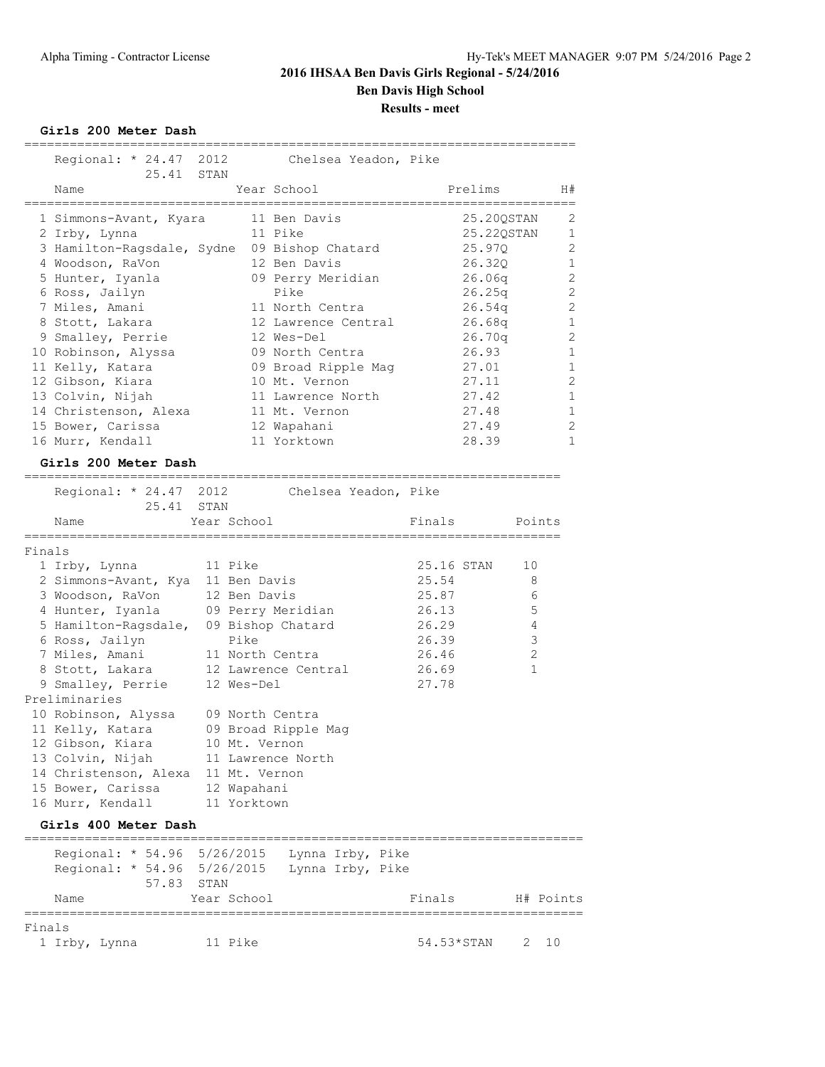# 2016 IHSAA Ben Davis Girls Regional - 5/24/2016

## Ben Davis High School

### Results - meet

**Girls 200 Meter Dash**

Regional: * 24.47 2012 Chelsea Yeadon, Pike
25.41 STAN

| | Name | Year | School | Prelims | H# |
|---|---|---|---|---|---|
| 1 | Simmons-Avant, Kyara | 11 | Ben Davis | 25.20QSTAN | 2 |
| 2 | Irby, Lynna | 11 | Pike | 25.22QSTAN | 1 |
| 3 | Hamilton-Ragsdale, Sydne | 09 | Bishop Chatard | 25.97Q | 2 |
| 4 | Woodson, RaVon | 12 | Ben Davis | 26.32Q | 1 |
| 5 | Hunter, Iyanla | 09 | Perry Meridian | 26.06q | 2 |
| 6 | Ross, Jailyn | | Pike | 26.25q | 2 |
| 7 | Miles, Amani | 11 | North Centra | 26.54q | 2 |
| 8 | Stott, Lakara | 12 | Lawrence Central | 26.68q | 1 |
| 9 | Smalley, Perrie | 12 | Wes-Del | 26.70q | 2 |
| 10 | Robinson, Alyssa | 09 | North Centra | 26.93 | 1 |
| 11 | Kelly, Katara | 09 | Broad Ripple Mag | 27.01 | 1 |
| 12 | Gibson, Kiara | 10 | Mt. Vernon | 27.11 | 2 |
| 13 | Colvin, Nijah | 11 | Lawrence North | 27.42 | 1 |
| 14 | Christenson, Alexa | 11 | Mt. Vernon | 27.48 | 1 |
| 15 | Bower, Carissa | 12 | Wapahani | 27.49 | 2 |
| 16 | Murr, Kendall | 11 | Yorktown | 28.39 | 1 |

**Girls 200 Meter Dash**

Regional: * 24.47 2012 Chelsea Yeadon, Pike
25.41 STAN

| | Name | Year | School | Finals | Points |
|---|---|---|---|---|---|
| **Finals** | | | | | |
| 1 | Irby, Lynna | 11 | Pike | 25.16 STAN | 10 |
| 2 | Simmons-Avant, Kya | 11 | Ben Davis | 25.54 | 8 |
| 3 | Woodson, RaVon | 12 | Ben Davis | 25.87 | 6 |
| 4 | Hunter, Iyanla | 09 | Perry Meridian | 26.13 | 5 |
| 5 | Hamilton-Ragsdale, | 09 | Bishop Chatard | 26.29 | 4 |
| 6 | Ross, Jailyn | | Pike | 26.39 | 3 |
| 7 | Miles, Amani | 11 | North Centra | 26.46 | 2 |
| 8 | Stott, Lakara | 12 | Lawrence Central | 26.69 | 1 |
| 9 | Smalley, Perrie | 12 | Wes-Del | 27.78 | |
| **Preliminaries** | | | | | |
| 10 | Robinson, Alyssa | 09 | North Centra | | |
| 11 | Kelly, Katara | 09 | Broad Ripple Mag | | |
| 12 | Gibson, Kiara | 10 | Mt. Vernon | | |
| 13 | Colvin, Nijah | 11 | Lawrence North | | |
| 14 | Christenson, Alexa | 11 | Mt. Vernon | | |
| 15 | Bower, Carissa | 12 | Wapahani | | |
| 16 | Murr, Kendall | 11 | Yorktown | | |

**Girls 400 Meter Dash**

Regional: * 54.96 5/26/2015 Lynna Irby, Pike
Regional: * 54.96 5/26/2015 Lynna Irby, Pike
57.83 STAN

| | Name | Year | School | Finals | H# | Points |
|---|---|---|---|---|---|---|
| **Finals** | | | | | | |
| 1 | Irby, Lynna | 11 | Pike | 54.53*STAN | 2 | 10 |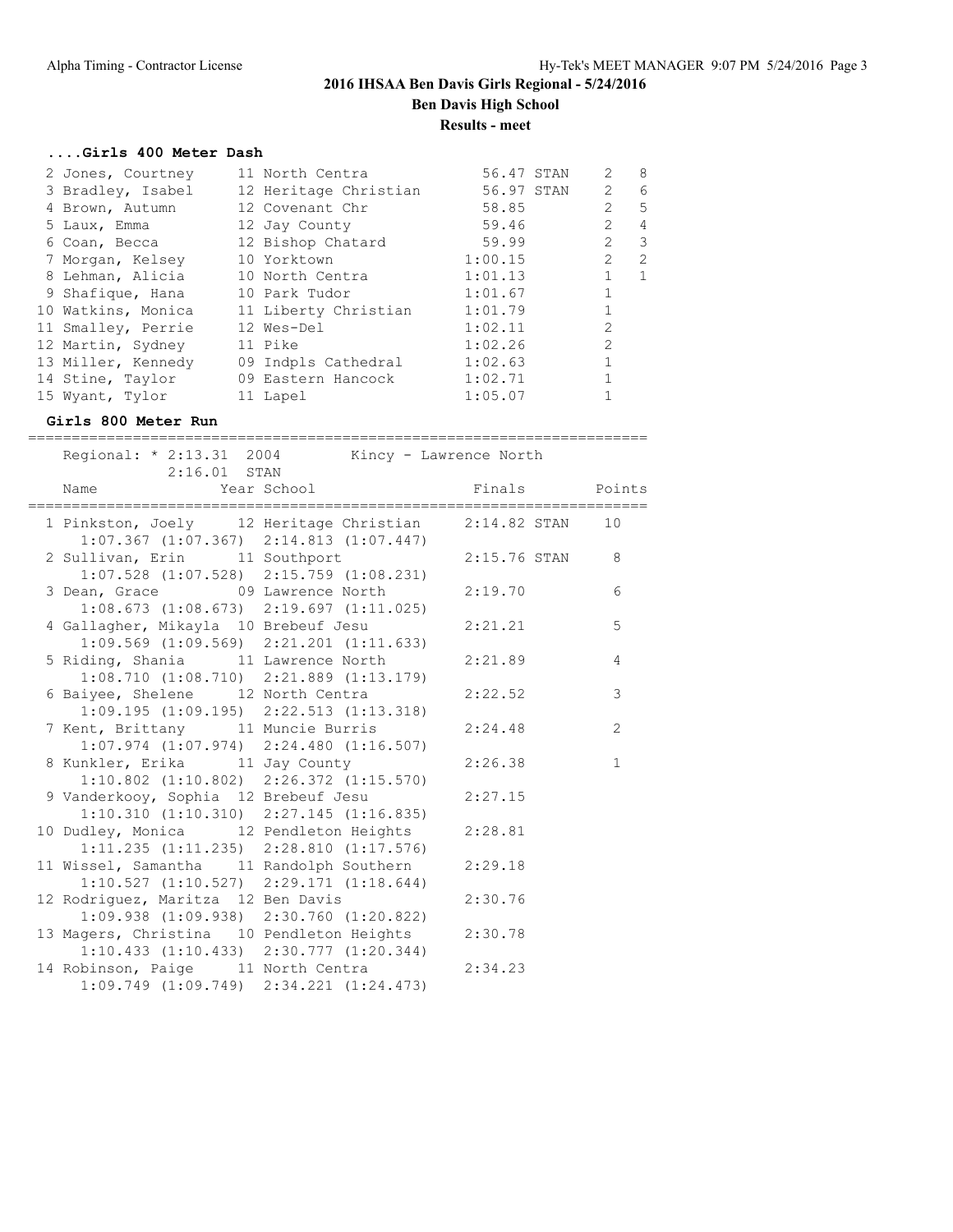## 2016 IHSAA Ben Davis Girls Regional - 5/24/2016

**Ben Davis High School**

**Results - meet**

### ....Girls 400 Meter Dash

| Place | Name | Year | School | Finals | | Heat | Points |
|---|---|---|---|---|---|---|---|
| 2 | Jones, Courtney | 11 | North Centra | 56.47 | STAN | 2 | 8 |
| 3 | Bradley, Isabel | 12 | Heritage Christian | 56.97 | STAN | 2 | 6 |
| 4 | Brown, Autumn | 12 | Covenant Chr | 58.85 | | 2 | 5 |
| 5 | Laux, Emma | 12 | Jay County | 59.46 | | 2 | 4 |
| 6 | Coan, Becca | 12 | Bishop Chatard | 59.99 | | 2 | 3 |
| 7 | Morgan, Kelsey | 10 | Yorktown | 1:00.15 | | 2 | 2 |
| 8 | Lehman, Alicia | 10 | North Centra | 1:01.13 | | 1 | 1 |
| 9 | Shafique, Hana | 10 | Park Tudor | 1:01.67 | | 1 | |
| 10 | Watkins, Monica | 11 | Liberty Christian | 1:01.79 | | 1 | |
| 11 | Smalley, Perrie | 12 | Wes-Del | 1:02.11 | | 2 | |
| 12 | Martin, Sydney | 11 | Pike | 1:02.26 | | 2 | |
| 13 | Miller, Kennedy | 09 | Indpls Cathedral | 1:02.63 | | 1 | |
| 14 | Stine, Taylor | 09 | Eastern Hancock | 1:02.71 | | 1 | |
| 15 | Wyant, Tylor | 11 | Lapel | 1:05.07 | | 1 | |

### Girls 800 Meter Run

Regional: * 2:13.31 2004 Kincy - Lawrence North
2:16.01 STAN

| Place | Name | Year | School | Finals | | Points |
|---|---|---|---|---|---|---|
| 1 | Pinkston, Joely | 12 | Heritage Christian | 2:14.82 | STAN | 10 |
| | 1:07.367 (1:07.367) 2:14.813 (1:07.447) | | | | | |
| 2 | Sullivan, Erin | 11 | Southport | 2:15.76 | STAN | 8 |
| | 1:07.528 (1:07.528) 2:15.759 (1:08.231) | | | | | |
| 3 | Dean, Grace | 09 | Lawrence North | 2:19.70 | | 6 |
| | 1:08.673 (1:08.673) 2:19.697 (1:11.025) | | | | | |
| 4 | Gallagher, Mikayla | 10 | Brebeuf Jesu | 2:21.21 | | 5 |
| | 1:09.569 (1:09.569) 2:21.201 (1:11.633) | | | | | |
| 5 | Riding, Shania | 11 | Lawrence North | 2:21.89 | | 4 |
| | 1:08.710 (1:08.710) 2:21.889 (1:13.179) | | | | | |
| 6 | Baiyee, Shelene | 12 | North Centra | 2:22.52 | | 3 |
| | 1:09.195 (1:09.195) 2:22.513 (1:13.318) | | | | | |
| 7 | Kent, Brittany | 11 | Muncie Burris | 2:24.48 | | 2 |
| | 1:07.974 (1:07.974) 2:24.480 (1:16.507) | | | | | |
| 8 | Kunkler, Erika | 11 | Jay County | 2:26.38 | | 1 |
| | 1:10.802 (1:10.802) 2:26.372 (1:15.570) | | | | | |
| 9 | Vanderkooy, Sophia | 12 | Brebeuf Jesu | 2:27.15 | | |
| | 1:10.310 (1:10.310) 2:27.145 (1:16.835) | | | | | |
| 10 | Dudley, Monica | 12 | Pendleton Heights | 2:28.81 | | |
| | 1:11.235 (1:11.235) 2:28.810 (1:17.576) | | | | | |
| 11 | Wissel, Samantha | 11 | Randolph Southern | 2:29.18 | | |
| | 1:10.527 (1:10.527) 2:29.171 (1:18.644) | | | | | |
| 12 | Rodriguez, Maritza | 12 | Ben Davis | 2:30.76 | | |
| | 1:09.938 (1:09.938) 2:30.760 (1:20.822) | | | | | |
| 13 | Magers, Christina | 10 | Pendleton Heights | 2:30.78 | | |
| | 1:10.433 (1:10.433) 2:30.777 (1:20.344) | | | | | |
| 14 | Robinson, Paige | 11 | North Centra | 2:34.23 | | |
| | 1:09.749 (1:09.749) 2:34.221 (1:24.473) | | | | | |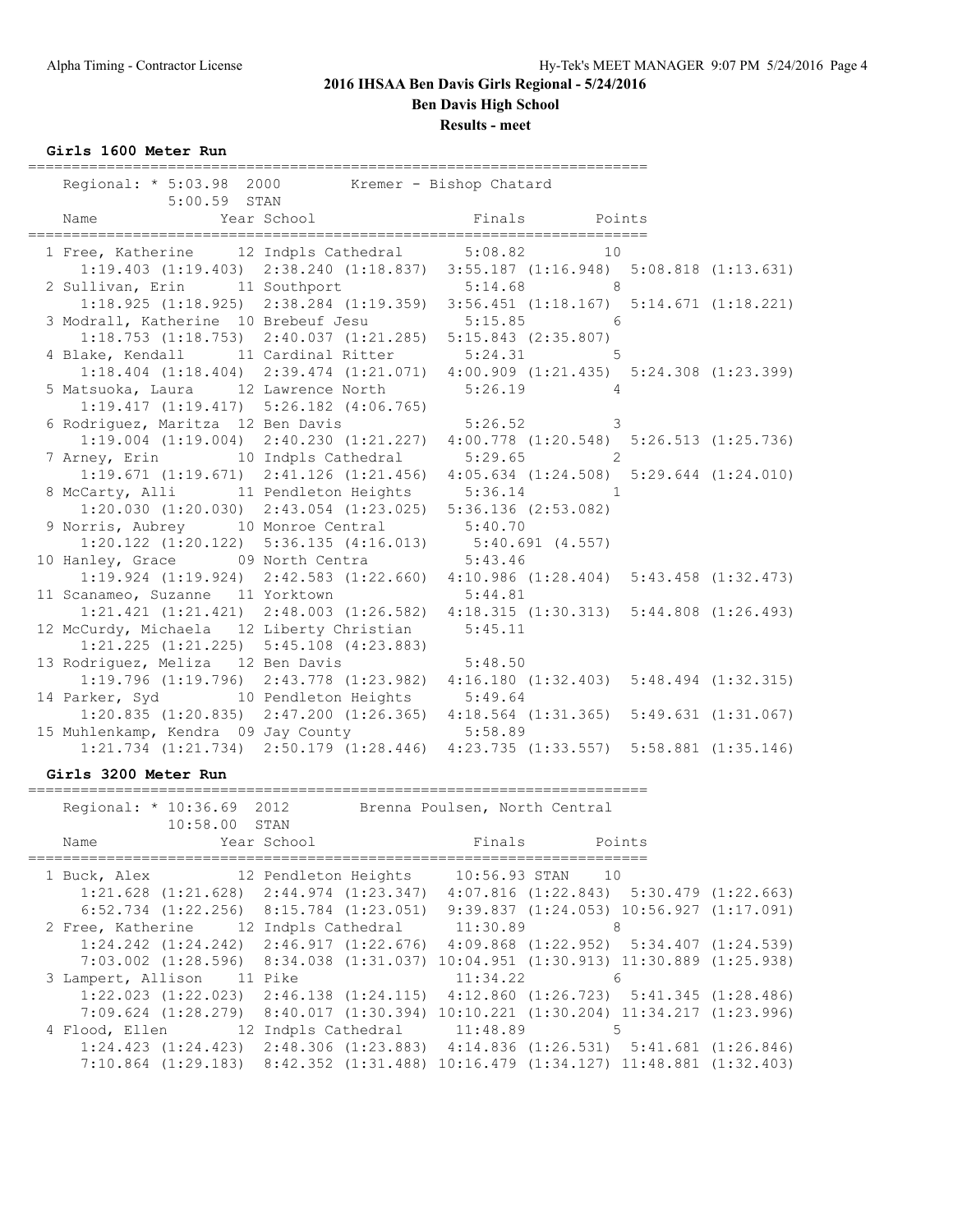# 2016 IHSAA Ben Davis Girls Regional - 5/24/2016

## Ben Davis High School

### Results - meet

#### Girls 1600 Meter Run

Regional: * 5:03.98 2000 Kremer - Bishop Chatard
5:00.59 STAN

| Place | Name | Year | School | Finals | Points |
|---|---|---|---|---|---|
| 1 | Free, Katherine | 12 | Indpls Cathedral | 5:08.82 | 10 |
| | 1:19.403 (1:19.403) 2:38.240 (1:18.837) 3:55.187 (1:16.948) 5:08.818 (1:13.631) | | | | |
| 2 | Sullivan, Erin | 11 | Southport | 5:14.68 | 8 |
| | 1:18.925 (1:18.925) 2:38.284 (1:19.359) 3:56.451 (1:18.167) 5:14.671 (1:18.221) | | | | |
| 3 | Modrall, Katherine | 10 | Brebeuf Jesu | 5:15.85 | 6 |
| | 1:18.753 (1:18.753) 2:40.037 (1:21.285) 5:15.843 (2:35.807) | | | | |
| 4 | Blake, Kendall | 11 | Cardinal Ritter | 5:24.31 | 5 |
| | 1:18.404 (1:18.404) 2:39.474 (1:21.071) 4:00.909 (1:21.435) 5:24.308 (1:23.399) | | | | |
| 5 | Matsuoka, Laura | 12 | Lawrence North | 5:26.19 | 4 |
| | 1:19.417 (1:19.417) 5:26.182 (4:06.765) | | | | |
| 6 | Rodriguez, Maritza | 12 | Ben Davis | 5:26.52 | 3 |
| | 1:19.004 (1:19.004) 2:40.230 (1:21.227) 4:00.778 (1:20.548) 5:26.513 (1:25.736) | | | | |
| 7 | Arney, Erin | 10 | Indpls Cathedral | 5:29.65 | 2 |
| | 1:19.671 (1:19.671) 2:41.126 (1:21.456) 4:05.634 (1:24.508) 5:29.644 (1:24.010) | | | | |
| 8 | McCarty, Alli | 11 | Pendleton Heights | 5:36.14 | 1 |
| | 1:20.030 (1:20.030) 2:43.054 (1:23.025) 5:36.136 (2:53.082) | | | | |
| 9 | Norris, Aubrey | 10 | Monroe Central | 5:40.70 | |
| | 1:20.122 (1:20.122) 5:36.135 (4:16.013) 5:40.691 (4.557) | | | | |
| 10 | Hanley, Grace | 09 | North Centra | 5:43.46 | |
| | 1:19.924 (1:19.924) 2:42.583 (1:22.660) 4:10.986 (1:28.404) 5:43.458 (1:32.473) | | | | |
| 11 | Scanameo, Suzanne | 11 | Yorktown | 5:44.81 | |
| | 1:21.421 (1:21.421) 2:48.003 (1:26.582) 4:18.315 (1:30.313) 5:44.808 (1:26.493) | | | | |
| 12 | McCurdy, Michaela | 12 | Liberty Christian | 5:45.11 | |
| | 1:21.225 (1:21.225) 5:45.108 (4:23.883) | | | | |
| 13 | Rodriguez, Meliza | 12 | Ben Davis | 5:48.50 | |
| | 1:19.796 (1:19.796) 2:43.778 (1:23.982) 4:16.180 (1:32.403) 5:48.494 (1:32.315) | | | | |
| 14 | Parker, Syd | 10 | Pendleton Heights | 5:49.64 | |
| | 1:20.835 (1:20.835) 2:47.200 (1:26.365) 4:18.564 (1:31.365) 5:49.631 (1:31.067) | | | | |
| 15 | Muhlenkamp, Kendra | 09 | Jay County | 5:58.89 | |
| | 1:21.734 (1:21.734) 2:50.179 (1:28.446) 4:23.735 (1:33.557) 5:58.881 (1:35.146) | | | | |

#### Girls 3200 Meter Run

Regional: * 10:36.69 2012 Brenna Poulsen, North Central
10:58.00 STAN

| Place | Name | Year | School | Finals | Points |
|---|---|---|---|---|---|
| 1 | Buck, Alex | 12 | Pendleton Heights | 10:56.93 STAN | 10 |
| | 1:21.628 (1:21.628) 2:44.974 (1:23.347) 4:07.816 (1:22.843) 5:30.479 (1:22.663) 6:52.734 (1:22.256) 8:15.784 (1:23.051) 9:39.837 (1:24.053) 10:56.927 (1:17.091) | | | | |
| 2 | Free, Katherine | 12 | Indpls Cathedral | 11:30.89 | 8 |
| | 1:24.242 (1:24.242) 2:46.917 (1:22.676) 4:09.868 (1:22.952) 5:34.407 (1:24.539) 7:03.002 (1:28.596) 8:34.038 (1:31.037) 10:04.951 (1:30.913) 11:30.889 (1:25.938) | | | | |
| 3 | Lampert, Allison | 11 | Pike | 11:34.22 | 6 |
| | 1:22.023 (1:22.023) 2:46.138 (1:24.115) 4:12.860 (1:26.723) 5:41.345 (1:28.486) 7:09.624 (1:28.279) 8:40.017 (1:30.394) 10:10.221 (1:30.204) 11:34.217 (1:23.996) | | | | |
| 4 | Flood, Ellen | 12 | Indpls Cathedral | 11:48.89 | 5 |
| | 1:24.423 (1:24.423) 2:48.306 (1:23.883) 4:14.836 (1:26.531) 5:41.681 (1:26.846) 7:10.864 (1:29.183) 8:42.352 (1:31.488) 10:16.479 (1:34.127) 11:48.881 (1:32.403) | | | | |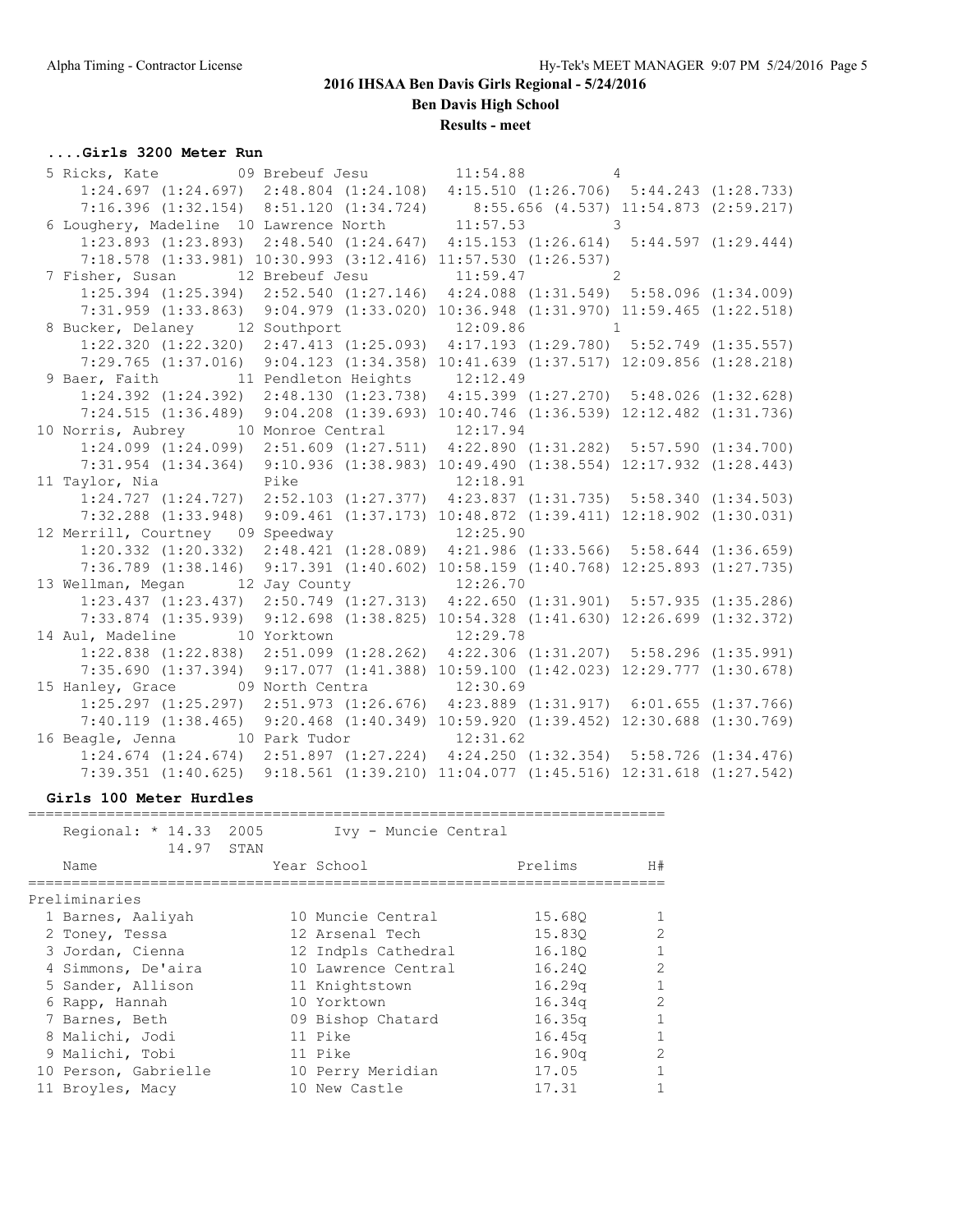## 2016 IHSAA Ben Davis Girls Regional - 5/24/2016

**Ben Davis High School**

**Results - meet**

### ....Girls 3200 Meter Run

```
  5 Ricks, Kate          09 Brebeuf Jesu          11:54.88          4
      1:24.697 (1:24.697)  2:48.804 (1:24.108)  4:15.510 (1:26.706)  5:44.243 (1:28.733)
      7:16.396 (1:32.154)  8:51.120 (1:34.724)     8:55.656 (4.537) 11:54.873 (2:59.217)
  6 Loughery, Madeline  10 Lawrence North         11:57.53          3
      1:23.893 (1:23.893)  2:48.540 (1:24.647)  4:15.153 (1:26.614)  5:44.597 (1:29.444)
      7:18.578 (1:33.981) 10:30.993 (3:12.416) 11:57.530 (1:26.537)
  7 Fisher, Susan        12 Brebeuf Jesu          11:59.47          2
      1:25.394 (1:25.394)  2:52.540 (1:27.146)  4:24.088 (1:31.549)  5:58.096 (1:34.009)
      7:31.959 (1:33.863)  9:04.979 (1:33.020) 10:36.948 (1:31.970) 11:59.465 (1:22.518)
  8 Bucker, Delaney      12 Southport             12:09.86          1
      1:22.320 (1:22.320)  2:47.413 (1:25.093)  4:17.193 (1:29.780)  5:52.749 (1:35.557)
      7:29.765 (1:37.016)  9:04.123 (1:34.358) 10:41.639 (1:37.517) 12:09.856 (1:28.218)
  9 Baer, Faith          11 Pendleton Heights     12:12.49
      1:24.392 (1:24.392)  2:48.130 (1:23.738)  4:15.399 (1:27.270)  5:48.026 (1:32.628)
      7:24.515 (1:36.489)  9:04.208 (1:39.693) 10:40.746 (1:36.539) 12:12.482 (1:31.736)
 10 Norris, Aubrey       10 Monroe Central        12:17.94
      1:24.099 (1:24.099)  2:51.609 (1:27.511)  4:22.890 (1:31.282)  5:57.590 (1:34.700)
      7:31.954 (1:34.364)  9:10.936 (1:38.983) 10:49.490 (1:38.554) 12:17.932 (1:28.443)
 11 Taylor, Nia             Pike                  12:18.91
      1:24.727 (1:24.727)  2:52.103 (1:27.377)  4:23.837 (1:31.735)  5:58.340 (1:34.503)
      7:32.288 (1:33.948)  9:09.461 (1:37.173) 10:48.872 (1:39.411) 12:18.902 (1:30.031)
 12 Merrill, Courtney    09 Speedway              12:25.90
      1:20.332 (1:20.332)  2:48.421 (1:28.089)  4:21.986 (1:33.566)  5:58.644 (1:36.659)
      7:36.789 (1:38.146)  9:17.391 (1:40.602) 10:58.159 (1:40.768) 12:25.893 (1:27.735)
 13 Wellman, Megan       12 Jay County            12:26.70
      1:23.437 (1:23.437)  2:50.749 (1:27.313)  4:22.650 (1:31.901)  5:57.935 (1:35.286)
      7:33.874 (1:35.939)  9:12.698 (1:38.825) 10:54.328 (1:41.630) 12:26.699 (1:32.372)
 14 Aul, Madeline        10 Yorktown              12:29.78
      1:22.838 (1:22.838)  2:51.099 (1:28.262)  4:22.306 (1:31.207)  5:58.296 (1:35.991)
      7:35.690 (1:37.394)  9:17.077 (1:41.388) 10:59.100 (1:42.023) 12:29.777 (1:30.678)
 15 Hanley, Grace        09 North Centra          12:30.69
      1:25.297 (1:25.297)  2:51.973 (1:26.676)  4:23.889 (1:31.917)  6:01.655 (1:37.766)
      7:40.119 (1:38.465)  9:20.468 (1:40.349) 10:59.920 (1:39.452) 12:30.688 (1:30.769)
 16 Beagle, Jenna        10 Park Tudor            12:31.62
      1:24.674 (1:24.674)  2:51.897 (1:27.224)  4:24.250 (1:32.354)  5:58.726 (1:34.476)
      7:39.351 (1:40.625)  9:18.561 (1:39.210) 11:04.077 (1:45.516) 12:31.618 (1:27.542)
```

### Girls 100 Meter Hurdles

Regional: * 14.33 2005 Ivy - Muncie Central
14.97 STAN

| | Name | Year | School | Prelims | H# |
|---|---|---|---|---|---|
| **Preliminaries** | | | | | |
| 1 | Barnes, Aaliyah | 10 | Muncie Central | 15.68Q | 1 |
| 2 | Toney, Tessa | 12 | Arsenal Tech | 15.83Q | 2 |
| 3 | Jordan, Cienna | 12 | Indpls Cathedral | 16.18Q | 1 |
| 4 | Simmons, De'aira | 10 | Lawrence Central | 16.24Q | 2 |
| 5 | Sander, Allison | 11 | Knightstown | 16.29q | 1 |
| 6 | Rapp, Hannah | 10 | Yorktown | 16.34q | 2 |
| 7 | Barnes, Beth | 09 | Bishop Chatard | 16.35q | 1 |
| 8 | Malichi, Jodi | 11 | Pike | 16.45q | 1 |
| 9 | Malichi, Tobi | 11 | Pike | 16.90q | 2 |
| 10 | Person, Gabrielle | 10 | Perry Meridian | 17.05 | 1 |
| 11 | Broyles, Macy | 10 | New Castle | 17.31 | 1 |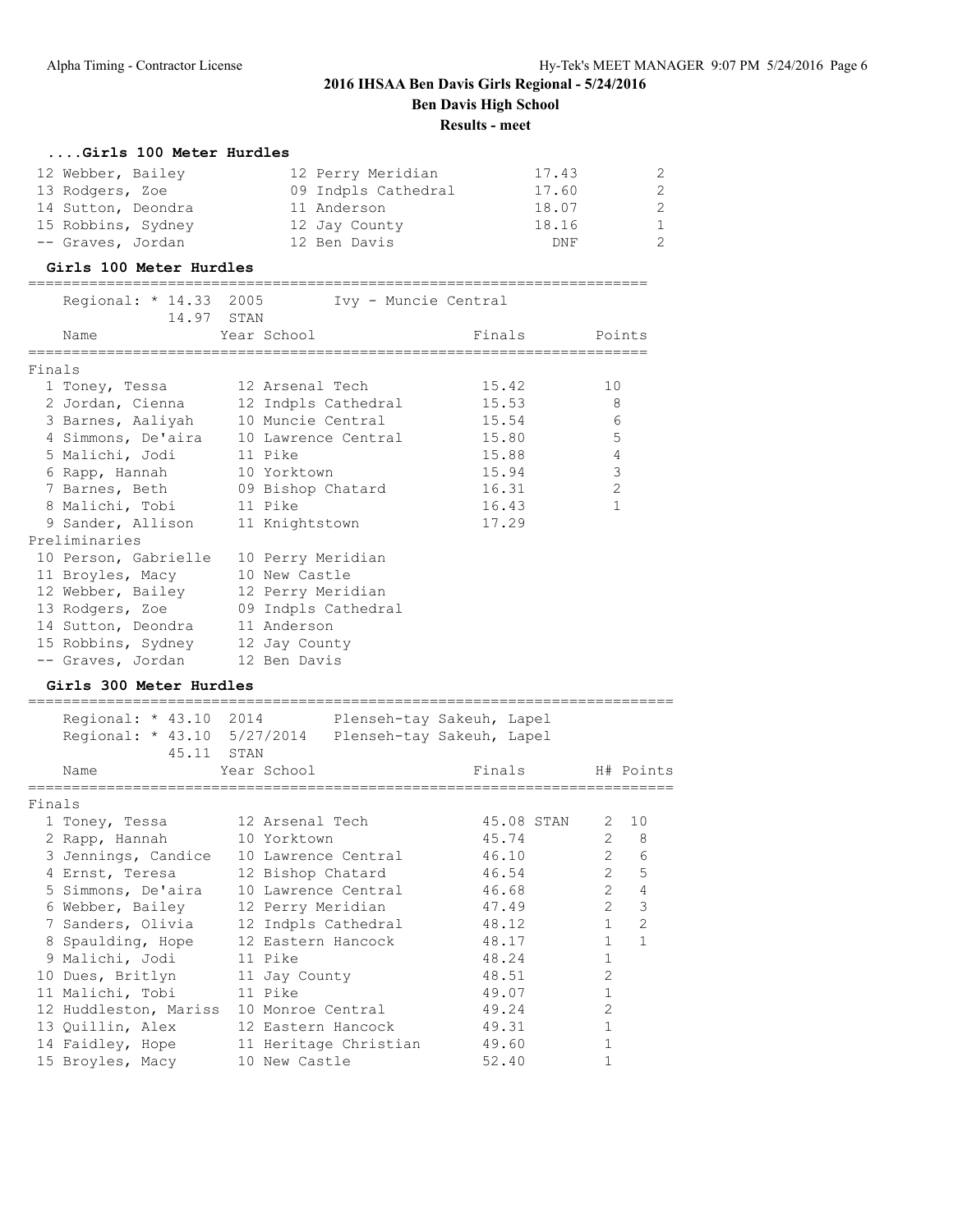# 2016 IHSAA Ben Davis Girls Regional - 5/24/2016

**Ben Davis High School**

**Results - meet**

### ....Girls 100 Meter Hurdles

| | Name | Year | School | Prelims | H# |
|---|---|---|---|---|---|
| 12 | Webber, Bailey | 12 | Perry Meridian | 17.43 | 2 |
| 13 | Rodgers, Zoe | 09 | Indpls Cathedral | 17.60 | 2 |
| 14 | Sutton, Deondra | 11 | Anderson | 18.07 | 2 |
| 15 | Robbins, Sydney | 12 | Jay County | 18.16 | 1 |
| -- | Graves, Jordan | 12 | Ben Davis | DNF | 2 |

### Girls 100 Meter Hurdles

Regional: * 14.33 2005 Ivy - Muncie Central
14.97 STAN

| | Name | Year | School | Finals | Points |
|---|---|---|---|---|---|
| **Finals** | | | | | |
| 1 | Toney, Tessa | 12 | Arsenal Tech | 15.42 | 10 |
| 2 | Jordan, Cienna | 12 | Indpls Cathedral | 15.53 | 8 |
| 3 | Barnes, Aaliyah | 10 | Muncie Central | 15.54 | 6 |
| 4 | Simmons, De'aira | 10 | Lawrence Central | 15.80 | 5 |
| 5 | Malichi, Jodi | 11 | Pike | 15.88 | 4 |
| 6 | Rapp, Hannah | 10 | Yorktown | 15.94 | 3 |
| 7 | Barnes, Beth | 09 | Bishop Chatard | 16.31 | 2 |
| 8 | Malichi, Tobi | 11 | Pike | 16.43 | 1 |
| 9 | Sander, Allison | 11 | Knightstown | 17.29 | |
| **Preliminaries** | | | | | |
| 10 | Person, Gabrielle | 10 | Perry Meridian | | |
| 11 | Broyles, Macy | 10 | New Castle | | |
| 12 | Webber, Bailey | 12 | Perry Meridian | | |
| 13 | Rodgers, Zoe | 09 | Indpls Cathedral | | |
| 14 | Sutton, Deondra | 11 | Anderson | | |
| 15 | Robbins, Sydney | 12 | Jay County | | |
| -- | Graves, Jordan | 12 | Ben Davis | | |

### Girls 300 Meter Hurdles

Regional: * 43.10 2014 Plenseh-tay Sakeuh, Lapel
Regional: * 43.10 5/27/2014 Plenseh-tay Sakeuh, Lapel
45.11 STAN

| | Name | Year | School | Finals | H# | Points |
|---|---|---|---|---|---|---|
| **Finals** | | | | | | |
| 1 | Toney, Tessa | 12 | Arsenal Tech | 45.08 STAN | 2 | 10 |
| 2 | Rapp, Hannah | 10 | Yorktown | 45.74 | 2 | 8 |
| 3 | Jennings, Candice | 10 | Lawrence Central | 46.10 | 2 | 6 |
| 4 | Ernst, Teresa | 12 | Bishop Chatard | 46.54 | 2 | 5 |
| 5 | Simmons, De'aira | 10 | Lawrence Central | 46.68 | 2 | 4 |
| 6 | Webber, Bailey | 12 | Perry Meridian | 47.49 | 2 | 3 |
| 7 | Sanders, Olivia | 12 | Indpls Cathedral | 48.12 | 1 | 2 |
| 8 | Spaulding, Hope | 12 | Eastern Hancock | 48.17 | 1 | 1 |
| 9 | Malichi, Jodi | 11 | Pike | 48.24 | 1 | |
| 10 | Dues, Britlyn | 11 | Jay County | 48.51 | 2 | |
| 11 | Malichi, Tobi | 11 | Pike | 49.07 | 1 | |
| 12 | Huddleston, Mariss | 10 | Monroe Central | 49.24 | 2 | |
| 13 | Quillin, Alex | 12 | Eastern Hancock | 49.31 | 1 | |
| 14 | Faidley, Hope | 11 | Heritage Christian | 49.60 | 1 | |
| 15 | Broyles, Macy | 10 | New Castle | 52.40 | 1 | |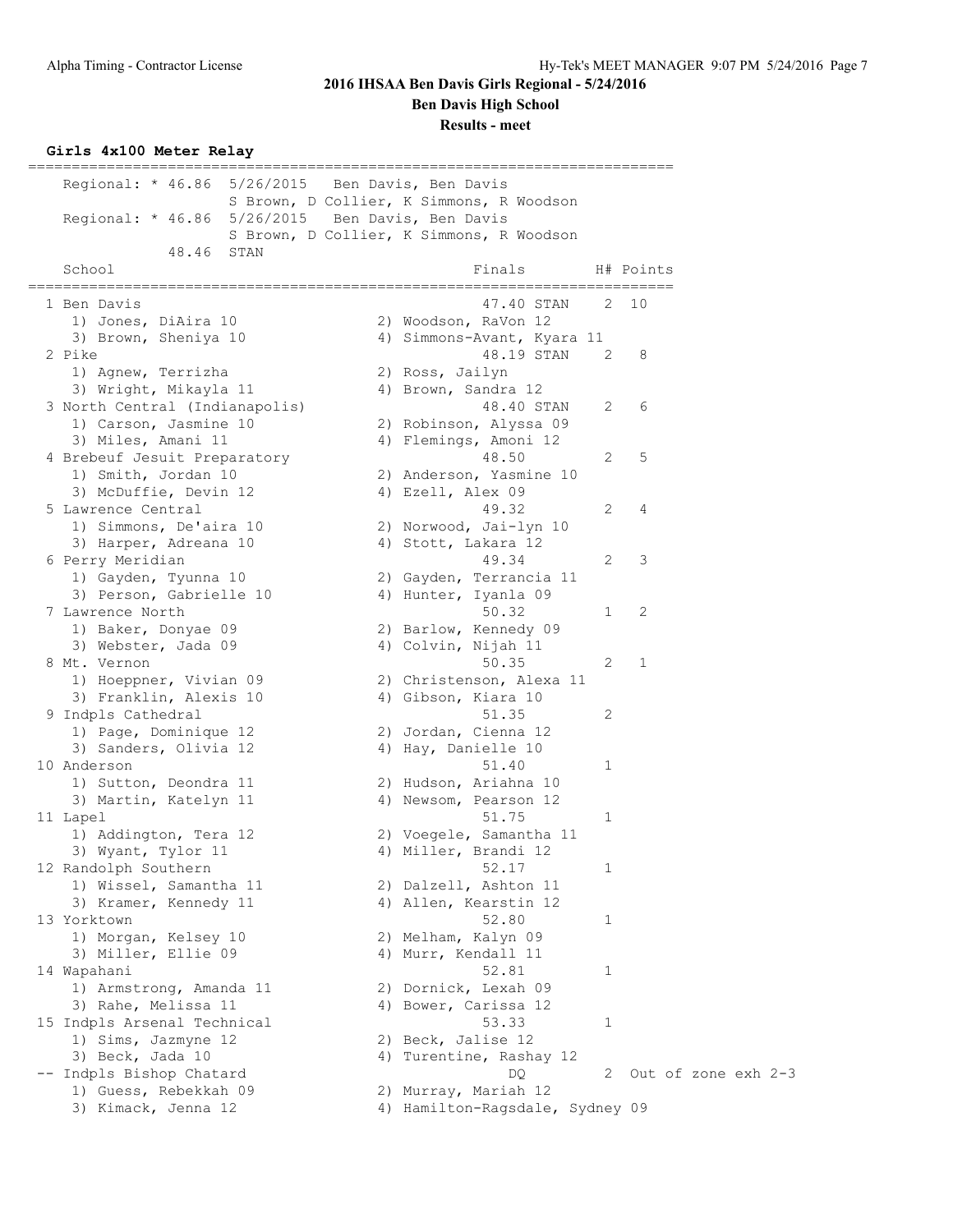# 2016 IHSAA Ben Davis Girls Regional - 5/24/2016

## Ben Davis High School

### Results - meet

**Girls 4x100 Meter Relay**

Regional: * 46.86 5/26/2015 Ben Davis, Ben Davis
S Brown, D Collier, K Simmons, R Woodson

Regional: * 46.86 5/26/2015 Ben Davis, Ben Davis
S Brown, D Collier, K Simmons, R Woodson

48.46 STAN

| Place | School | Finals | H# | Points |
|---|---|---|---|---|
| 1 | Ben Davis | 47.40 STAN | 2 | 10 |
| | 1) Jones, DiAira 10; 2) Woodson, RaVon 12; 3) Brown, Sheniya 10; 4) Simmons-Avant, Kyara 11 | | | |
| 2 | Pike | 48.19 STAN | 2 | 8 |
| | 1) Agnew, Terrizha; 2) Ross, Jailyn; 3) Wright, Mikayla 11; 4) Brown, Sandra 12 | | | |
| 3 | North Central (Indianapolis) | 48.40 STAN | 2 | 6 |
| | 1) Carson, Jasmine 10; 2) Robinson, Alyssa 09; 3) Miles, Amani 11; 4) Flemings, Amoni 12 | | | |
| 4 | Brebeuf Jesuit Preparatory | 48.50 | 2 | 5 |
| | 1) Smith, Jordan 10; 2) Anderson, Yasmine 10; 3) McDuffie, Devin 12; 4) Ezell, Alex 09 | | | |
| 5 | Lawrence Central | 49.32 | 2 | 4 |
| | 1) Simmons, De'aira 10; 2) Norwood, Jai-lyn 10; 3) Harper, Adreana 10; 4) Stott, Lakara 12 | | | |
| 6 | Perry Meridian | 49.34 | 2 | 3 |
| | 1) Gayden, Tyunna 10; 2) Gayden, Terrancia 11; 3) Person, Gabrielle 10; 4) Hunter, Iyanla 09 | | | |
| 7 | Lawrence North | 50.32 | 1 | 2 |
| | 1) Baker, Donyae 09; 2) Barlow, Kennedy 09; 3) Webster, Jada 09; 4) Colvin, Nijah 11 | | | |
| 8 | Mt. Vernon | 50.35 | 2 | 1 |
| | 1) Hoeppner, Vivian 09; 2) Christenson, Alexa 11; 3) Franklin, Alexis 10; 4) Gibson, Kiara 10 | | | |
| 9 | Indpls Cathedral | 51.35 | 2 | |
| | 1) Page, Dominique 12; 2) Jordan, Cienna 12; 3) Sanders, Olivia 12; 4) Hay, Danielle 10 | | | |
| 10 | Anderson | 51.40 | 1 | |
| | 1) Sutton, Deondra 11; 2) Hudson, Ariahna 10; 3) Martin, Katelyn 11; 4) Newsom, Pearson 12 | | | |
| 11 | Lapel | 51.75 | 1 | |
| | 1) Addington, Tera 12; 2) Voegele, Samantha 11; 3) Wyant, Tylor 11; 4) Miller, Brandi 12 | | | |
| 12 | Randolph Southern | 52.17 | 1 | |
| | 1) Wissel, Samantha 11; 2) Dalzell, Ashton 11; 3) Kramer, Kennedy 11; 4) Allen, Kearstin 12 | | | |
| 13 | Yorktown | 52.80 | 1 | |
| | 1) Morgan, Kelsey 10; 2) Melham, Kalyn 09; 3) Miller, Ellie 09; 4) Murr, Kendall 11 | | | |
| 14 | Wapahani | 52.81 | 1 | |
| | 1) Armstrong, Amanda 11; 2) Dornick, Lexah 09; 3) Rahe, Melissa 11; 4) Bower, Carissa 12 | | | |
| 15 | Indpls Arsenal Technical | 53.33 | 1 | |
| | 1) Sims, Jazmyne 12; 2) Beck, Jalise 12; 3) Beck, Jada 10; 4) Turentine, Rashay 12 | | | |
| -- | Indpls Bishop Chatard | DQ | 2 | Out of zone exh 2-3 |
| | 1) Guess, Rebekkah 09; 2) Murray, Mariah 12; 3) Kimack, Jenna 12; 4) Hamilton-Ragsdale, Sydney 09 | | | |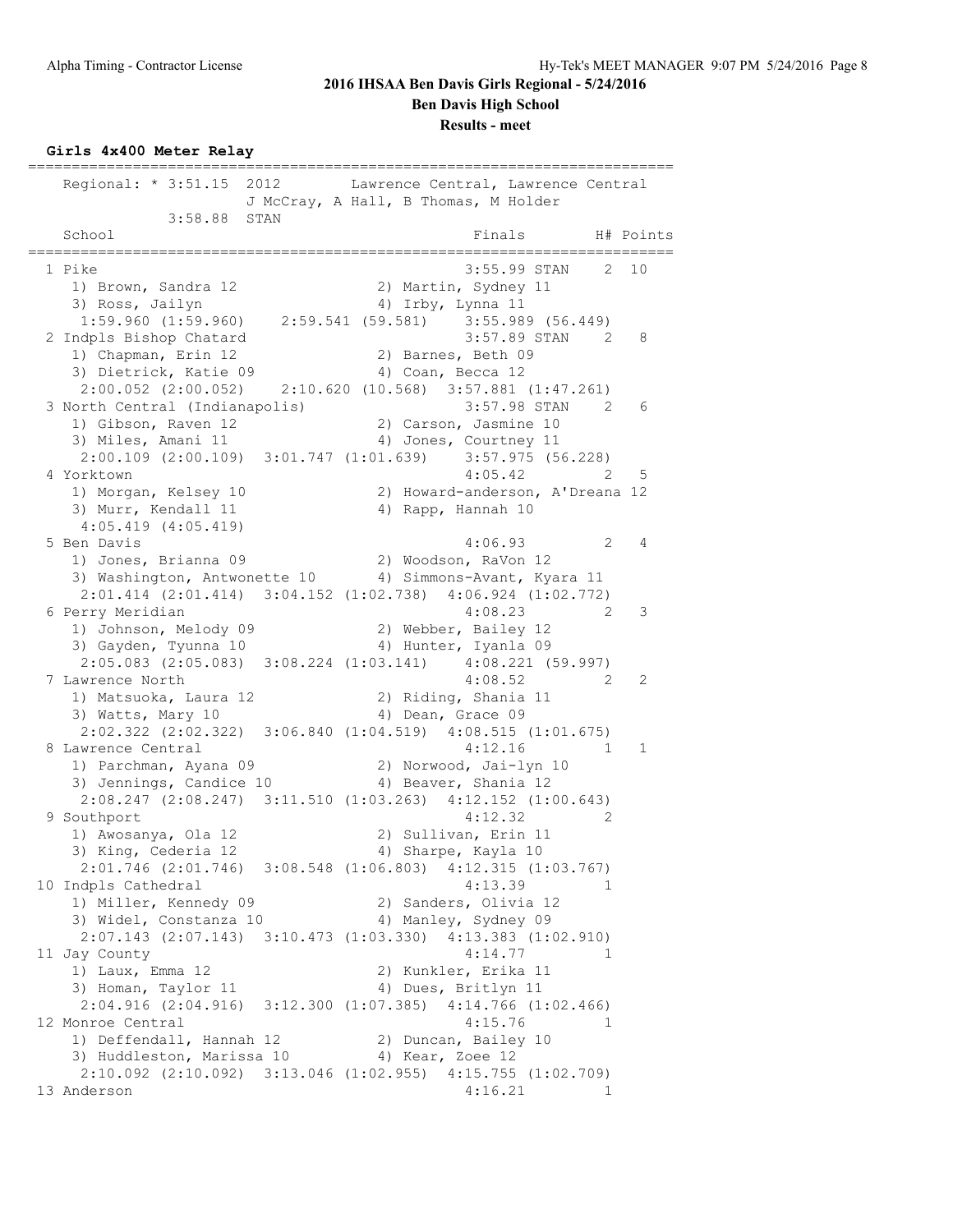**2016 IHSAA Ben Davis Girls Regional - 5/24/2016**

**Ben Davis High School**

**Results - meet**

### Girls 4x400 Meter Relay

```
=========================================================================
   Regional: * 3:51.15  2012        Lawrence Central, Lawrence Central
                        J McCray, A Hall, B Thomas, M Holder
             3:58.88  STAN
    School                                           Finals        H# Points
=========================================================================
  1 Pike                                           3:55.99 STAN    2  10
     1) Brown, Sandra 12               2) Martin, Sydney 11
     3) Ross, Jailyn                   4) Irby, Lynna 11
      1:59.960 (1:59.960)    2:59.541 (59.581)    3:55.989 (56.449)
  2 Indpls Bishop Chatard                          3:57.89 STAN    2   8
     1) Chapman, Erin 12               2) Barnes, Beth 09
     3) Dietrick, Katie 09             4) Coan, Becca 12
      2:00.052 (2:00.052)    2:10.620 (10.568)  3:57.881 (1:47.261)
  3 North Central (Indianapolis)                   3:57.98 STAN    2   6
     1) Gibson, Raven 12               2) Carson, Jasmine 10
     3) Miles, Amani 11                4) Jones, Courtney 11
      2:00.109 (2:00.109)  3:01.747 (1:01.639)    3:57.975 (56.228)
  4 Yorktown                                       4:05.42         2   5
     1) Morgan, Kelsey 10              2) Howard-anderson, A'Dreana 12
     3) Murr, Kendall 11               4) Rapp, Hannah 10
      4:05.419 (4:05.419)
  5 Ben Davis                                      4:06.93         2   4
     1) Jones, Brianna 09              2) Woodson, RaVon 12
     3) Washington, Antwonette 10      4) Simmons-Avant, Kyara 11
      2:01.414 (2:01.414)  3:04.152 (1:02.738)  4:06.924 (1:02.772)
  6 Perry Meridian                                 4:08.23         2   3
     1) Johnson, Melody 09             2) Webber, Bailey 12
     3) Gayden, Tyunna 10              4) Hunter, Iyanla 09
      2:05.083 (2:05.083)  3:08.224 (1:03.141)    4:08.221 (59.997)
  7 Lawrence North                                 4:08.52         2   2
     1) Matsuoka, Laura 12             2) Riding, Shania 11
     3) Watts, Mary 10                 4) Dean, Grace 09
      2:02.322 (2:02.322)  3:06.840 (1:04.519)  4:08.515 (1:01.675)
  8 Lawrence Central                               4:12.16         1   1
     1) Parchman, Ayana 09             2) Norwood, Jai-lyn 10
     3) Jennings, Candice 10           4) Beaver, Shania 12
      2:08.247 (2:08.247)  3:11.510 (1:03.263)  4:12.152 (1:00.643)
  9 Southport                                      4:12.32         2
     1) Awosanya, Ola 12               2) Sullivan, Erin 11
     3) King, Cederia 12               4) Sharpe, Kayla 10
      2:01.746 (2:01.746)  3:08.548 (1:06.803)  4:12.315 (1:03.767)
 10 Indpls Cathedral                               4:13.39         1
     1) Miller, Kennedy 09             2) Sanders, Olivia 12
     3) Widel, Constanza 10            4) Manley, Sydney 09
      2:07.143 (2:07.143)  3:10.473 (1:03.330)  4:13.383 (1:02.910)
 11 Jay County                                     4:14.77         1
     1) Laux, Emma 12                  2) Kunkler, Erika 11
     3) Homan, Taylor 11               4) Dues, Britlyn 11
      2:04.916 (2:04.916)  3:12.300 (1:07.385)  4:14.766 (1:02.466)
 12 Monroe Central                                 4:15.76         1
     1) Deffendall, Hannah 12          2) Duncan, Bailey 10
     3) Huddleston, Marissa 10         4) Kear, Zoee 12
      2:10.092 (2:10.092)  3:13.046 (1:02.955)  4:15.755 (1:02.709)
 13 Anderson                                       4:16.21         1
```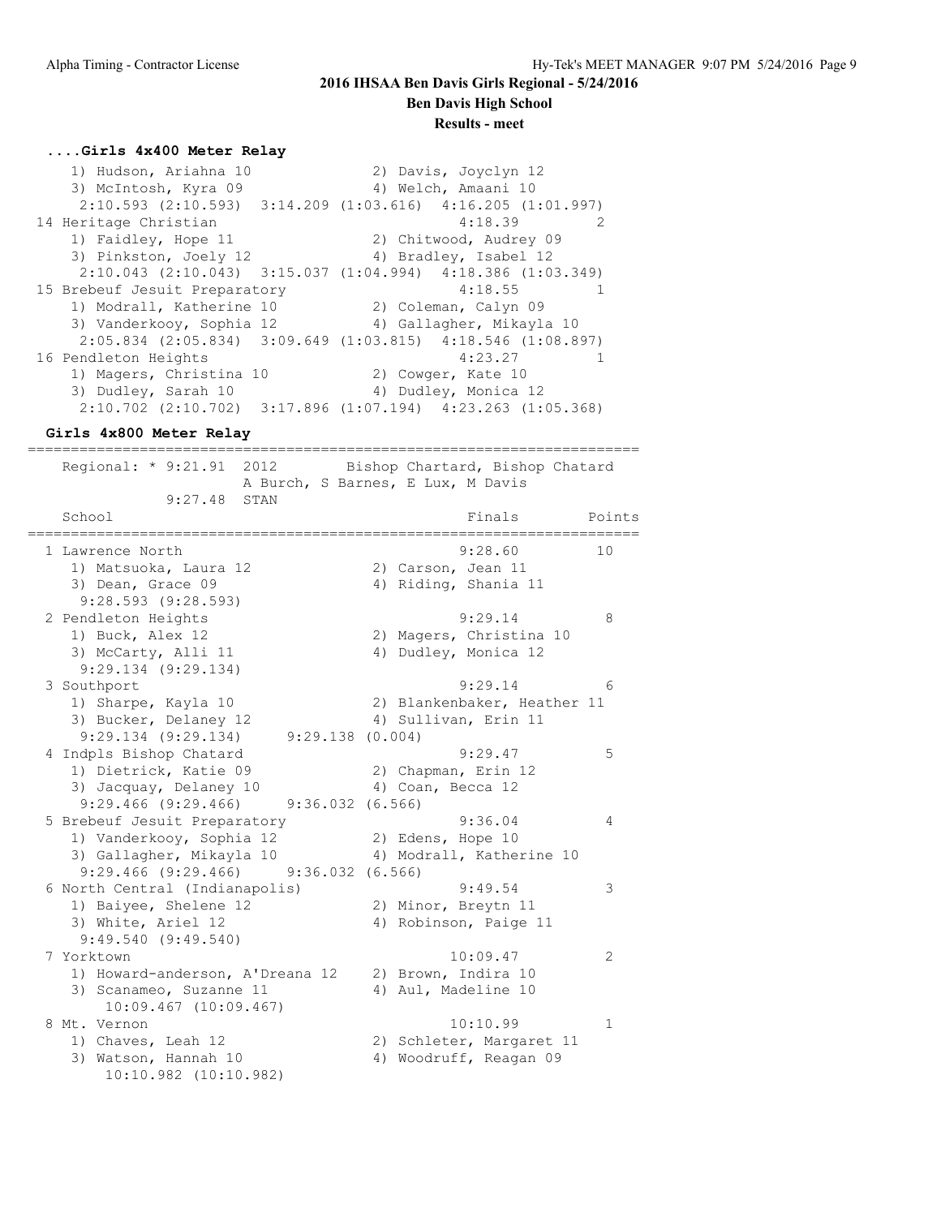## 2016 IHSAA Ben Davis Girls Regional - 5/24/2016

**Ben Davis High School**

**Results - meet**

### ....Girls 4x400 Meter Relay

```
    1) Hudson, Ariahna 10              2) Davis, Joyclyn 12
    3) McIntosh, Kyra 09               4) Welch, Amaani 10
     2:10.593 (2:10.593)  3:14.209 (1:03.616)  4:16.205 (1:01.997)
 14 Heritage Christian                               4:18.39          2
    1) Faidley, Hope 11                2) Chitwood, Audrey 09
    3) Pinkston, Joely 12              4) Bradley, Isabel 12
     2:10.043 (2:10.043)  3:15.037 (1:04.994)  4:18.386 (1:03.349)
 15 Brebeuf Jesuit Preparatory                       4:18.55          1
    1) Modrall, Katherine 10           2) Coleman, Calyn 09
    3) Vanderkooy, Sophia 12           4) Gallagher, Mikayla 10
     2:05.834 (2:05.834)  3:09.649 (1:03.815)  4:18.546 (1:08.897)
 16 Pendleton Heights                                4:23.27          1
    1) Magers, Christina 10            2) Cowger, Kate 10
    3) Dudley, Sarah 10                4) Dudley, Monica 12
     2:10.702 (2:10.702)  3:17.896 (1:07.194)  4:23.263 (1:05.368)
```

### Girls 4x800 Meter Relay

```
=======================================================================
   Regional: * 9:21.91  2012        Bishop Chartard, Bishop Chatard
                    A Burch, S Barnes, E Lux, M Davis
             9:27.48  STAN
   School                                            Finals      Points
=======================================================================
  1 Lawrence North                                  9:28.60          10
    1) Matsuoka, Laura 12              2) Carson, Jean 11
    3) Dean, Grace 09                  4) Riding, Shania 11
     9:28.593 (9:28.593)
  2 Pendleton Heights                               9:29.14           8
    1) Buck, Alex 12                   2) Magers, Christina 10
    3) McCarty, Alli 11                4) Dudley, Monica 12
     9:29.134 (9:29.134)
  3 Southport                                       9:29.14           6
    1) Sharpe, Kayla 10                2) Blankenbaker, Heather 11
    3) Bucker, Delaney 12              4) Sullivan, Erin 11
     9:29.134 (9:29.134)     9:29.138 (0.004)
  4 Indpls Bishop Chatard                           9:29.47           5
    1) Dietrick, Katie 09              2) Chapman, Erin 12
    3) Jacquay, Delaney 10             4) Coan, Becca 12
     9:29.466 (9:29.466)     9:36.032 (6.566)
  5 Brebeuf Jesuit Preparatory                      9:36.04           4
    1) Vanderkooy, Sophia 12           2) Edens, Hope 10
    3) Gallagher, Mikayla 10           4) Modrall, Katherine 10
     9:29.466 (9:29.466)     9:36.032 (6.566)
  6 North Central (Indianapolis)                    9:49.54           3
    1) Baiyee, Shelene 12              2) Minor, Breytn 11
    3) White, Ariel 12                 4) Robinson, Paige 11
     9:49.540 (9:49.540)
  7 Yorktown                                       10:09.47           2
    1) Howard-anderson, A'Dreana 12    2) Brown, Indira 10
    3) Scanameo, Suzanne 11            4) Aul, Madeline 10
       10:09.467 (10:09.467)
  8 Mt. Vernon                                     10:10.99           1
    1) Chaves, Leah 12                 2) Schleter, Margaret 11
    3) Watson, Hannah 10               4) Woodruff, Reagan 09
       10:10.982 (10:10.982)
```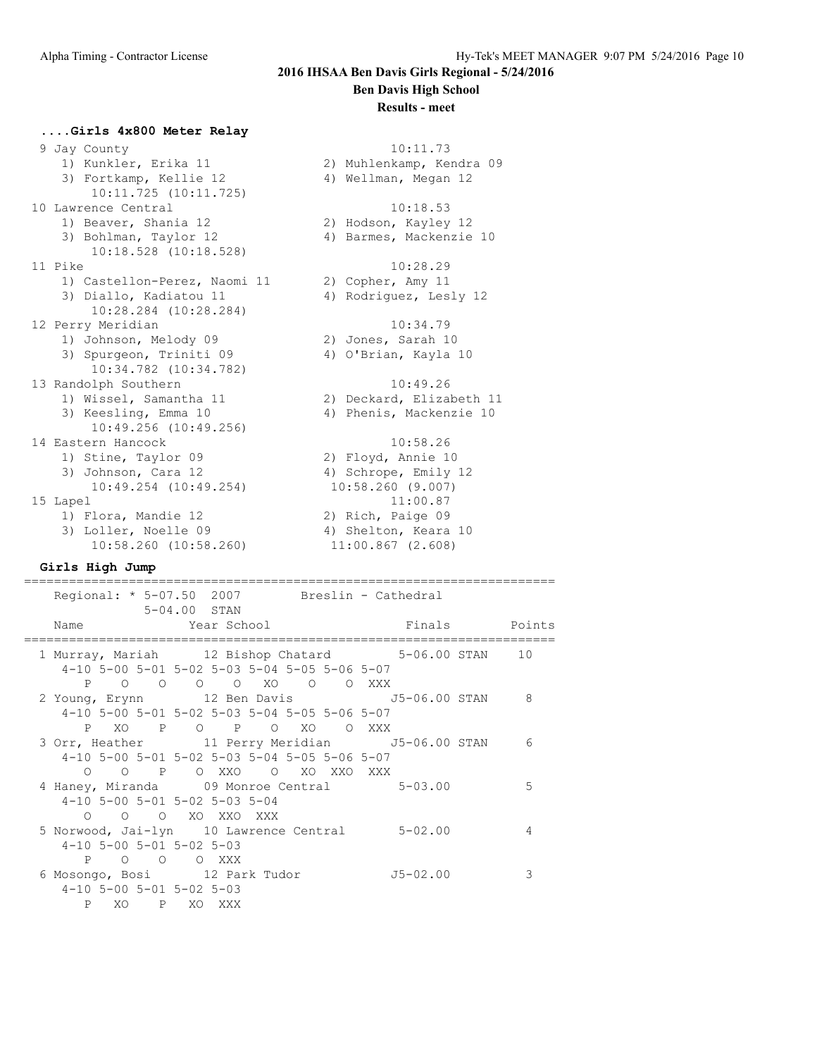## 2016 IHSAA Ben Davis Girls Regional - 5/24/2016

**Ben Davis High School**

**Results - meet**

### ....Girls 4x800 Meter Relay

```
 9 Jay County                                         10:11.73
    1) Kunkler, Erika 11               2) Muhlenkamp, Kendra 09
    3) Fortkamp, Kellie 12             4) Wellman, Megan 12
        10:11.725 (10:11.725)
10 Lawrence Central                                   10:18.53
    1) Beaver, Shania 12               2) Hodson, Kayley 12
    3) Bohlman, Taylor 12              4) Barmes, Mackenzie 10
        10:18.528 (10:18.528)
11 Pike                                               10:28.29
    1) Castellon-Perez, Naomi 11       2) Copher, Amy 11
    3) Diallo, Kadiatou 11             4) Rodriguez, Lesly 12
        10:28.284 (10:28.284)
12 Perry Meridian                                     10:34.79
    1) Johnson, Melody 09              2) Jones, Sarah 10
    3) Spurgeon, Triniti 09            4) O'Brian, Kayla 10
        10:34.782 (10:34.782)
13 Randolph Southern                                  10:49.26
    1) Wissel, Samantha 11             2) Deckard, Elizabeth 11
    3) Keesling, Emma 10               4) Phenis, Mackenzie 10
        10:49.256 (10:49.256)
14 Eastern Hancock                                    10:58.26
    1) Stine, Taylor 09                2) Floyd, Annie 10
    3) Johnson, Cara 12                4) Schrope, Emily 12
        10:49.254 (10:49.254)          10:58.260 (9.007)
15 Lapel                                              11:00.87
    1) Flora, Mandie 12                2) Rich, Paige 09
    3) Loller, Noelle 09               4) Shelton, Keara 10
        10:58.260 (10:58.260)          11:00.867 (2.608)
```

### Girls High Jump

```
=======================================================================
    Regional: * 5-07.50  2007        Breslin - Cathedral
                5-04.00  STAN
    Name              Year School                 Finals        Points
=======================================================================
  1 Murray, Mariah      12 Bishop Chatard         5-06.00 STAN    10
     4-10 5-00 5-01 5-02 5-03 5-04 5-05 5-06 5-07
        P    O    O    O    O   XO    O    O  XXX
  2 Young, Erynn        12 Ben Davis             J5-06.00 STAN     8
     4-10 5-00 5-01 5-02 5-03 5-04 5-05 5-06 5-07
        P   XO    P    O    P    O   XO    O  XXX
  3 Orr, Heather        11 Perry Meridian        J5-06.00 STAN     6
     4-10 5-00 5-01 5-02 5-03 5-04 5-05 5-06 5-07
        O    O    P    O  XXO    O   XO  XXO  XXX
  4 Haney, Miranda      09 Monroe Central         5-03.00          5
     4-10 5-00 5-01 5-02 5-03 5-04
        O    O    O   XO  XXO  XXX
  5 Norwood, Jai-lyn    10 Lawrence Central       5-02.00          4
     4-10 5-00 5-01 5-02 5-03
        P    O    O    O  XXX
  6 Mosongo, Bosi       12 Park Tudor            J5-02.00          3
     4-10 5-00 5-01 5-02 5-03
        P   XO    P   XO  XXX
```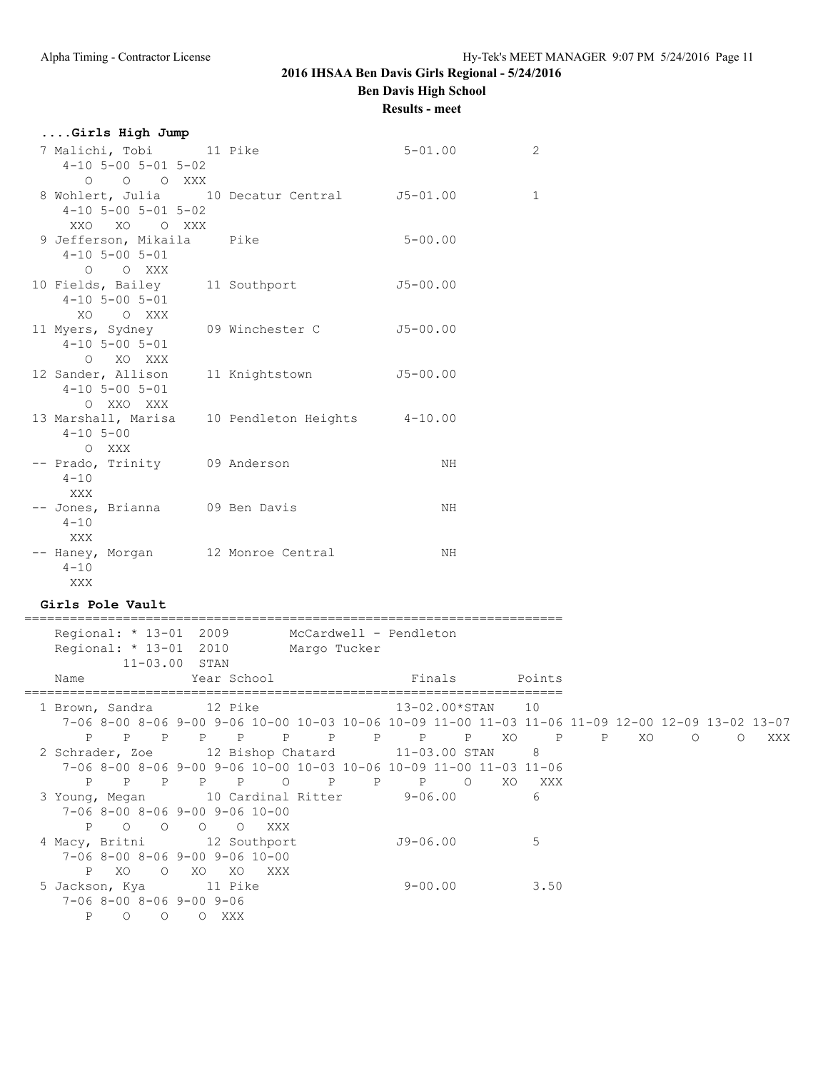## 2016 IHSAA Ben Davis Girls Regional - 5/24/2016

**Ben Davis High School**

**Results - meet**

### ....Girls High Jump

```
 7 Malichi, Tobi       11 Pike                  5-01.00          2
    4-10 5-00 5-01 5-02
       O    O    O  XXX
 8 Wohlert, Julia      10 Decatur Central      J5-01.00          1
    4-10 5-00 5-01 5-02
     XXO   XO    O  XXX
 9 Jefferson, Mikaila     Pike                  5-00.00
    4-10 5-00 5-01
       O    O  XXX
10 Fields, Bailey      11 Southport            J5-00.00
    4-10 5-00 5-01
      XO    O  XXX
11 Myers, Sydney       09 Winchester C         J5-00.00
    4-10 5-00 5-01
       O   XO  XXX
12 Sander, Allison     11 Knightstown          J5-00.00
    4-10 5-00 5-01
       O  XXO  XXX
13 Marshall, Marisa    10 Pendleton Heights     4-10.00
    4-10 5-00
       O  XXX
-- Prado, Trinity      09 Anderson                   NH
    4-10
     XXX
-- Jones, Brianna      09 Ben Davis                  NH
    4-10
     XXX
-- Haney, Morgan       12 Monroe Central             NH
    4-10
     XXX
```

### Girls Pole Vault

```
=======================================================================
    Regional: * 13-01  2009        McCardwell - Pendleton
    Regional: * 13-01  2010        Margo Tucker
            11-03.00  STAN
    Name                 Year School                 Finals        Points
=======================================================================
  1 Brown, Sandra        12 Pike                  13-02.00*STAN    10
     7-06 8-00 8-06 9-00 9-06 10-00 10-03 10-06 10-09 11-00 11-03 11-06 11-09 12-00 12-09 13-02 13-07
        P    P    P    P    P     P     P     P     P     P    XO     P     P    XO     O     O   XXX
  2 Schrader, Zoe        12 Bishop Chatard        11-03.00 STAN     8
     7-06 8-00 8-06 9-00 9-06 10-00 10-03 10-06 10-09 11-00 11-03 11-06
        P    P    P    P    P     O     P     P     P     O    XO   XXX
  3 Young, Megan         10 Cardinal Ritter        9-06.00          6
     7-06 8-00 8-06 9-00 9-06 10-00
        P    O    O    O    O   XXX
  4 Macy, Britni         12 Southport             J9-06.00          5
     7-06 8-00 8-06 9-00 9-06 10-00
        P   XO    O   XO   XO   XXX
  5 Jackson, Kya         11 Pike                   9-00.00          3.50
     7-06 8-00 8-06 9-00 9-06
        P    O    O    O  XXX
```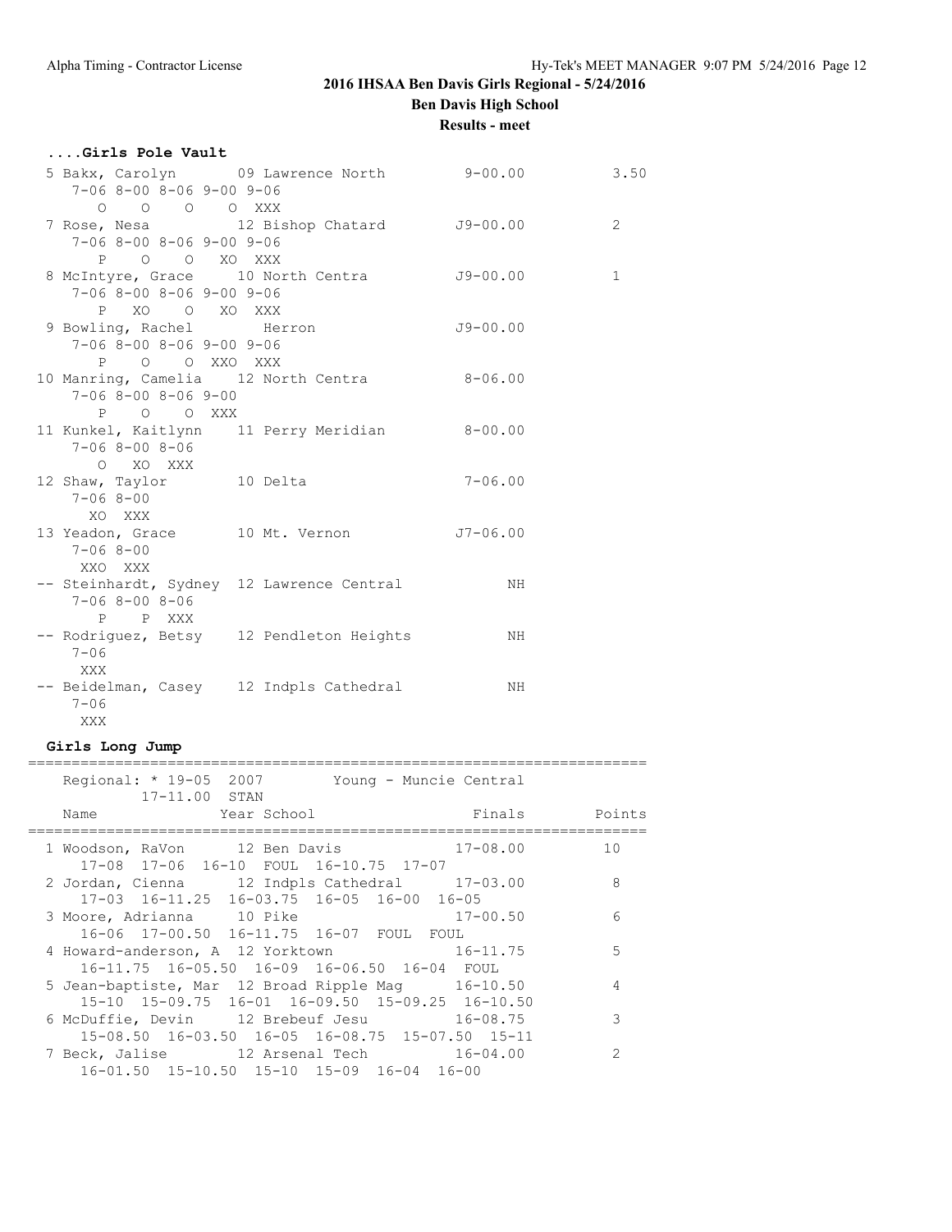# 2016 IHSAA Ben Davis Girls Regional - 5/24/2016

**Ben Davis High School**

**Results - meet**

### ....Girls Pole Vault

```
  5 Bakx, Carolyn       09 Lawrence North         9-00.00          3.50
     7-06 8-00 8-06 9-00 9-06
        O    O    O    O  XXX
  7 Rose, Nesa          12 Bishop Chatard        J9-00.00          2
     7-06 8-00 8-06 9-00 9-06
        P    O    O   XO  XXX
  8 McIntyre, Grace     10 North Centra          J9-00.00          1
     7-06 8-00 8-06 9-00 9-06
        P   XO    O   XO  XXX
  9 Bowling, Rachel        Herron                J9-00.00
     7-06 8-00 8-06 9-00 9-06
        P    O    O  XXO  XXX
 10 Manring, Camelia    12 North Centra           8-06.00
     7-06 8-00 8-06 9-00
        P    O    O  XXX
 11 Kunkel, Kaitlynn    11 Perry Meridian         8-00.00
     7-06 8-00 8-06
        O   XO  XXX
 12 Shaw, Taylor        10 Delta                  7-06.00
     7-06 8-00
       XO  XXX
 13 Yeadon, Grace       10 Mt. Vernon            J7-06.00
     7-06 8-00
      XXO  XXX
 -- Steinhardt, Sydney  12 Lawrence Central            NH
     7-06 8-00 8-06
        P    P  XXX
 -- Rodriguez, Betsy    12 Pendleton Heights           NH
     7-06
      XXX
 -- Beidelman, Casey    12 Indpls Cathedral            NH
     7-06
      XXX
```

### Girls Long Jump

```
=======================================================================
    Regional: * 19-05  2007        Young - Muncie Central
            17-11.00  STAN
    Name                Year School                 Finals      Points
=======================================================================
  1 Woodson, RaVon      12 Ben Davis              17-08.00         10
     17-08  17-06  16-10  FOUL  16-10.75  17-07
  2 Jordan, Cienna      12 Indpls Cathedral       17-03.00          8
     17-03  16-11.25  16-03.75  16-05  16-00  16-05
  3 Moore, Adrianna     10 Pike                   17-00.50          6
     16-06  17-00.50  16-11.75  16-07  FOUL  FOUL
  4 Howard-anderson, A  12 Yorktown               16-11.75          5
     16-11.75  16-05.50  16-09  16-06.50  16-04  FOUL
  5 Jean-baptiste, Mar  12 Broad Ripple Mag       16-10.50          4
     15-10  15-09.75  16-01  16-09.50  15-09.25  16-10.50
  6 McDuffie, Devin     12 Brebeuf Jesu           16-08.75          3
     15-08.50  16-03.50  16-05  16-08.75  15-07.50  15-11
  7 Beck, Jalise        12 Arsenal Tech           16-04.00          2
     16-01.50  15-10.50  15-10  15-09  16-04  16-00
```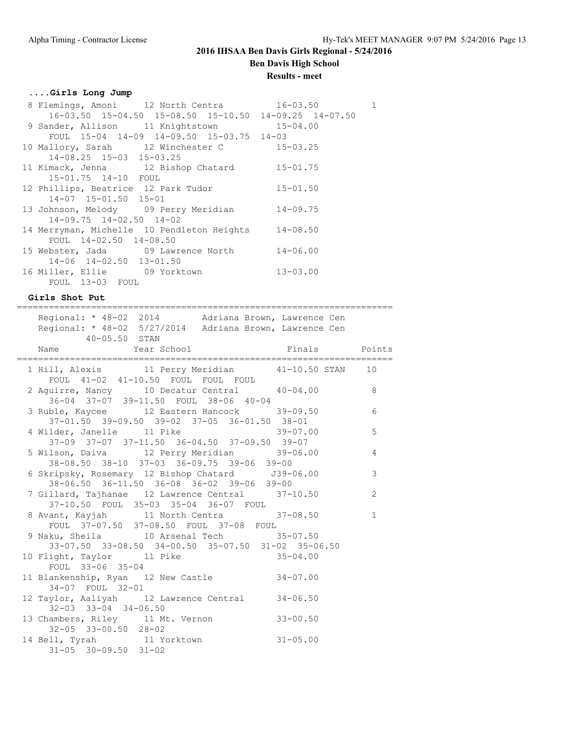## 2016 IHSAA Ben Davis Girls Regional - 5/24/2016

**Ben Davis High School**

**Results - meet**

### ....Girls Long Jump

```
  8 Flemings, Amoni      12 North Centra          16-03.50          1
      16-03.50  15-04.50  15-08.50  15-10.50  14-09.25  14-07.50
  9 Sander, Allison      11 Knightstown           15-04.00
      FOUL  15-04  14-09  14-09.50  15-03.75  14-03
 10 Mallory, Sarah       12 Winchester C          15-03.25
      14-08.25  15-03  15-03.25
 11 Kimack, Jenna        12 Bishop Chatard        15-01.75
      15-01.75  14-10  FOUL
 12 Phillips, Beatrice  12 Park Tudor            15-01.50
      14-07  15-01.50  15-01
 13 Johnson, Melody      09 Perry Meridian        14-09.75
      14-09.75  14-02.50  14-02
 14 Merryman, Michelle  10 Pendleton Heights     14-08.50
      FOUL  14-02.50  14-08.50
 15 Webster, Jada        09 Lawrence North        14-06.00
      14-06  14-02.50  13-01.50
 16 Miller, Ellie        09 Yorktown              13-03.00
      FOUL  13-03  FOUL
```

### Girls Shot Put

```
=======================================================================
    Regional: * 48-02  2014        Adriana Brown, Lawrence Cen
    Regional: * 48-02  5/27/2014   Adriana Brown, Lawrence Cen
          40-05.50  STAN
    Name                 Year School               Finals        Points
=======================================================================
  1 Hill, Alexis         11 Perry Meridian        41-10.50 STAN    10
      FOUL  41-02  41-10.50  FOUL  FOUL  FOUL
  2 Aguirre, Nancy       10 Decatur Central       40-04.00          8
      36-04  37-07  39-11.50  FOUL  38-06  40-04
  3 Ruble, Kaycee        12 Eastern Hancock       39-09.50          6
      37-01.50  39-09.50  39-02  37-05  36-01.50  38-01
  4 Wilder, Janelle      11 Pike                  39-07.00          5
      37-09  37-07  37-11.50  36-04.50  37-09.50  39-07
  5 Wilson, Daiva        12 Perry Meridian        39-06.00          4
      38-08.50  38-10  37-03  36-09.75  39-06  39-00
  6 Skripsky, Rosemary  12 Bishop Chatard       J39-06.00          3
      38-06.50  36-11.50  36-08  36-02  39-06  39-00
  7 Gillard, Tajhanae   12 Lawrence Central      37-10.50          2
      37-10.50  FOUL  35-03  35-04  36-07  FOUL
  8 Avant, Kayjah        11 North Centra          37-08.50          1
      FOUL  37-07.50  37-08.50  FOUL  37-08  FOUL
  9 Naku, Sheila         10 Arsenal Tech          35-07.50
      33-07.50  33-08.50  34-00.50  35-07.50  31-02  35-06.50
 10 Flight, Taylor       11 Pike                  35-04.00
      FOUL  33-06  35-04
 11 Blankenship, Ryan   12 New Castle            34-07.00
      34-07  FOUL  32-01
 12 Taylor, Aaliyah      12 Lawrence Central      34-06.50
      32-03  33-04  34-06.50
 13 Chambers, Riley      11 Mt. Vernon            33-00.50
      32-05  33-00.50  28-02
 14 Bell, Tyrah          11 Yorktown              31-05.00
      31-05  30-09.50  31-02
```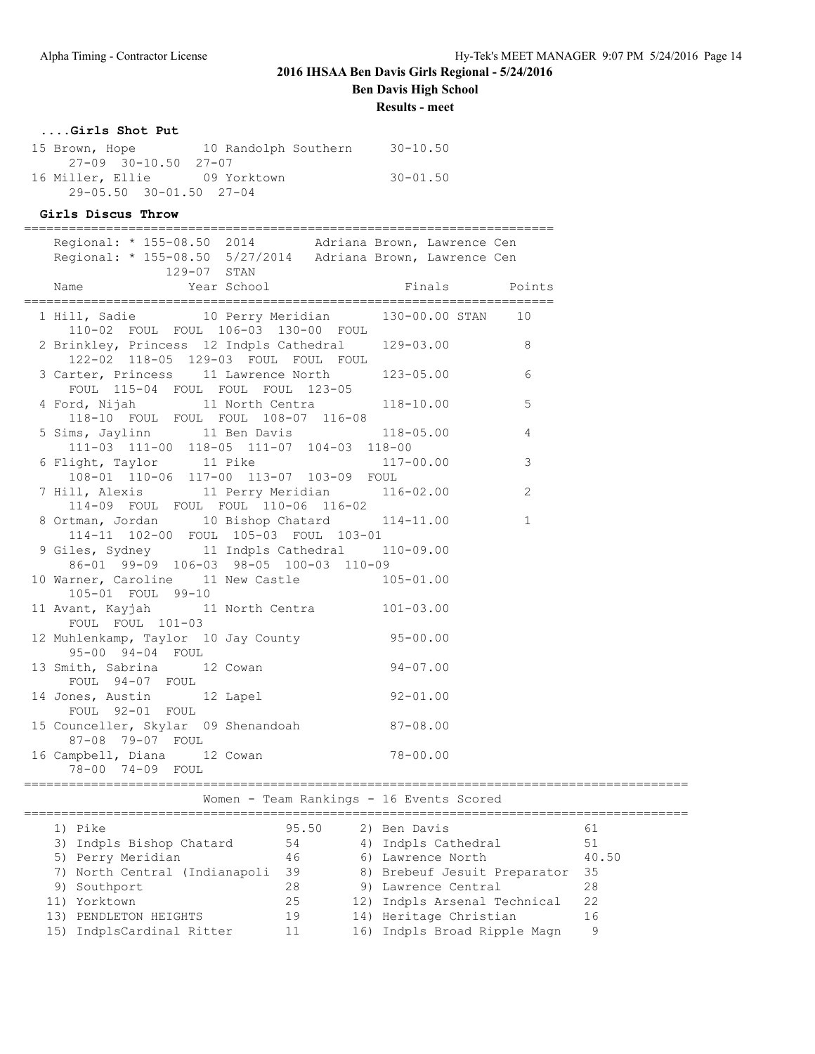# 2016 IHSAA Ben Davis Girls Regional - 5/24/2016

## Ben Davis High School

### Results - meet

**....Girls Shot Put**

```
 15 Brown, Hope           10 Randolph Southern      30-10.50
      27-09  30-10.50  27-07
 16 Miller, Ellie         09 Yorktown               30-01.50
      29-05.50  30-01.50  27-04
```

**Girls Discus Throw**

```
=======================================================================
    Regional: * 155-08.50  2014        Adriana Brown, Lawrence Cen
    Regional: * 155-08.50  5/27/2014   Adriana Brown, Lawrence Cen
                129-07  STAN
    Name                Year School                Finals        Points
=======================================================================
  1 Hill, Sadie           10 Perry Meridian        130-00.00 STAN    10
      110-02  FOUL  FOUL  106-03  130-00  FOUL
  2 Brinkley, Princess  12 Indpls Cathedral      129-03.00          8
      122-02  118-05  129-03  FOUL  FOUL  FOUL
  3 Carter, Princess    11 Lawrence North        123-05.00          6
      FOUL  115-04  FOUL  FOUL  FOUL  123-05
  4 Ford, Nijah           11 North Centra          118-10.00          5
      118-10  FOUL  FOUL  FOUL  108-07  116-08
  5 Sims, Jaylinn         11 Ben Davis             118-05.00          4
      111-03  111-00  118-05  111-07  104-03  118-00
  6 Flight, Taylor        11 Pike                  117-00.00          3
      108-01  110-06  117-00  113-07  103-09  FOUL
  7 Hill, Alexis          11 Perry Meridian        116-02.00          2
      114-09  FOUL  FOUL  FOUL  110-06  116-02
  8 Ortman, Jordan        10 Bishop Chatard        114-11.00          1
      114-11  102-00  FOUL  105-03  FOUL  103-01
  9 Giles, Sydney         11 Indpls Cathedral      110-09.00
      86-01  99-09  106-03  98-05  100-03  110-09
 10 Warner, Caroline      11 New Castle            105-01.00
      105-01  FOUL  99-10
 11 Avant, Kayjah         11 North Centra          101-03.00
      FOUL  FOUL  101-03
 12 Muhlenkamp, Taylor  10 Jay County             95-00.00
      95-00  94-04  FOUL
 13 Smith, Sabrina        12 Cowan                  94-07.00
      FOUL  94-07  FOUL
 14 Jones, Austin         12 Lapel                  92-01.00
      FOUL  92-01  FOUL
 15 Counceller, Skylar  09 Shenandoah             87-08.00
      87-08  79-07  FOUL
 16 Campbell, Diana       12 Cowan                  78-00.00
      78-00  74-09  FOUL
```

**Women - Team Rankings - 16 Events Scored**

| Rank | Team | Points | Rank | Team | Points |
|---|---|---|---|---|---|
| 1) | Pike | 95.50 | 2) | Ben Davis | 61 |
| 3) | Indpls Bishop Chatard | 54 | 4) | Indpls Cathedral | 51 |
| 5) | Perry Meridian | 46 | 6) | Lawrence North | 40.50 |
| 7) | North Central (Indianapoli | 39 | 8) | Brebeuf Jesuit Preparator | 35 |
| 9) | Southport | 28 | 9) | Lawrence Central | 28 |
| 11) | Yorktown | 25 | 12) | Indpls Arsenal Technical | 22 |
| 13) | PENDLETON HEIGHTS | 19 | 14) | Heritage Christian | 16 |
| 15) | IndplsCardinal Ritter | 11 | 16) | Indpls Broad Ripple Magn | 9 |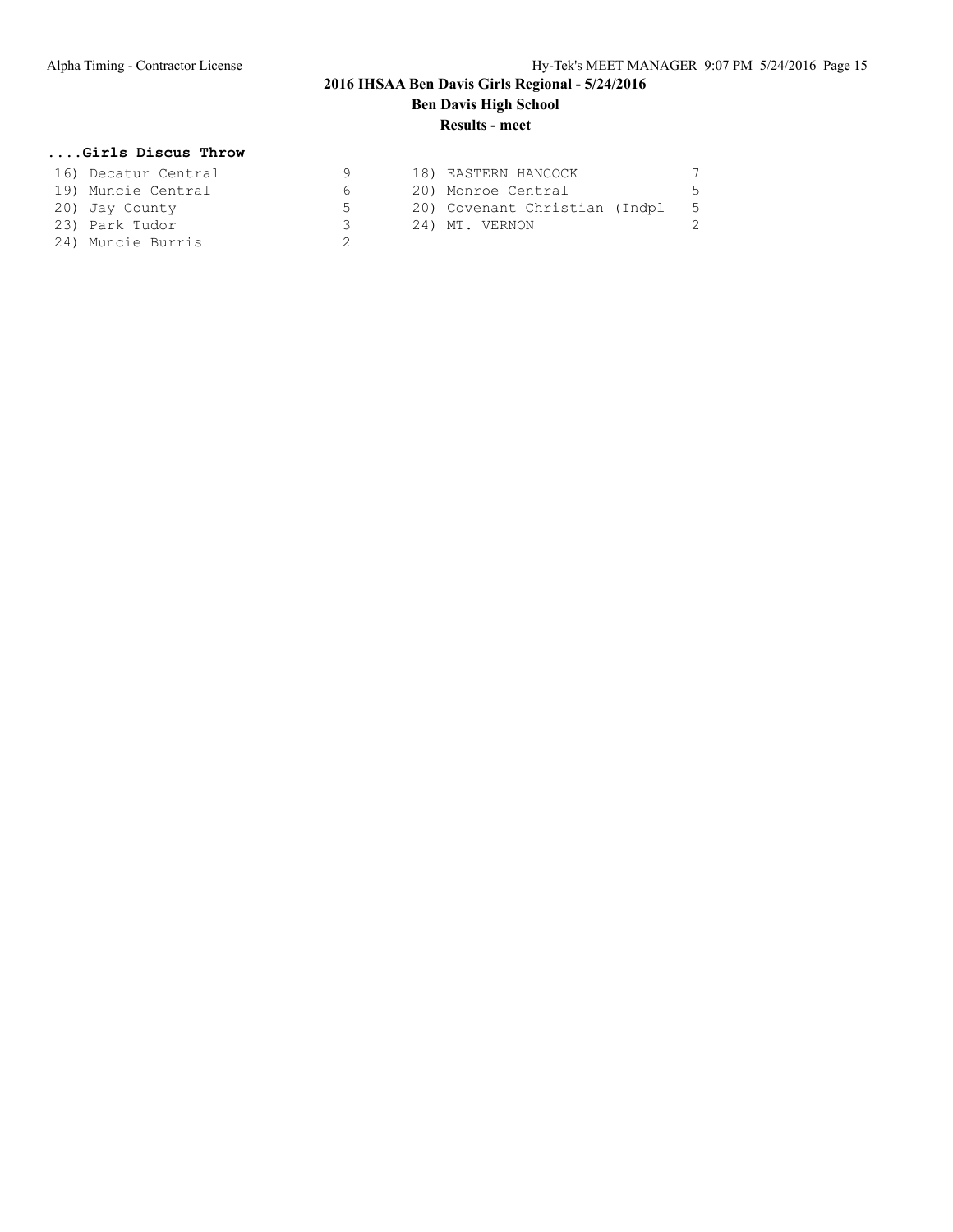## ....Girls Discus Throw

| | | | |
|---|---|---|---|
| 16) Decatur Central | 9 | 18) EASTERN HANCOCK | 7 |
| 19) Muncie Central | 6 | 20) Monroe Central | 5 |
| 20) Jay County | 5 | 20) Covenant Christian (Indpl | 5 |
| 23) Park Tudor | 3 | 24) MT. VERNON | 2 |
| 24) Muncie Burris | 2 | | |